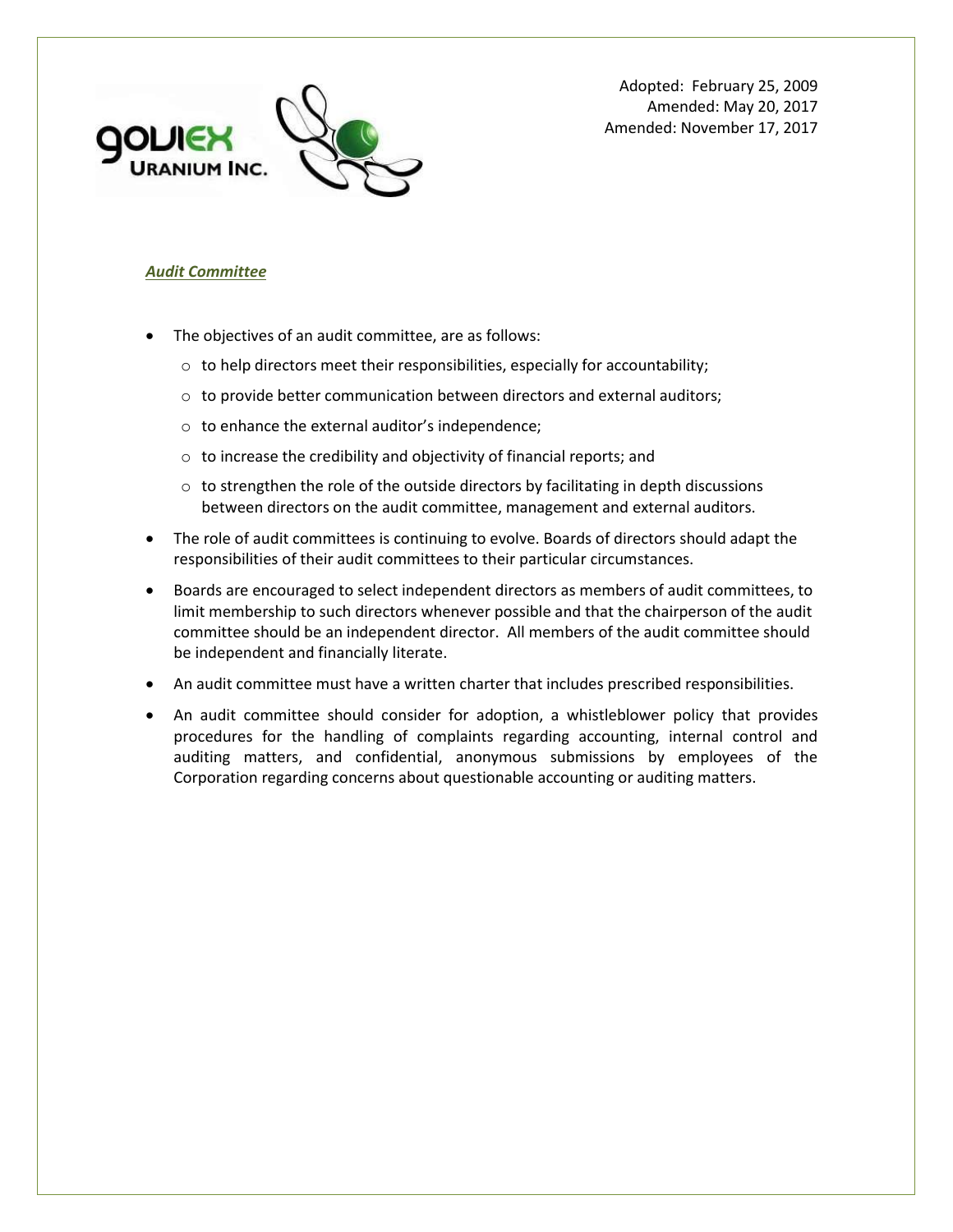Adopted: February 25, 2009
Amended: May 20, 2017
Amended: November 17, 2017

***Audit Committee***

- The objectives of an audit committee, are as follows:
  - to help directors meet their responsibilities, especially for accountability;
  - to provide better communication between directors and external auditors;
  - to enhance the external auditor's independence;
  - to increase the credibility and objectivity of financial reports; and
  - to strengthen the role of the outside directors by facilitating in depth discussions between directors on the audit committee, management and external auditors.
- The role of audit committees is continuing to evolve. Boards of directors should adapt the responsibilities of their audit committees to their particular circumstances.
- Boards are encouraged to select independent directors as members of audit committees, to limit membership to such directors whenever possible and that the chairperson of the audit committee should be an independent director. All members of the audit committee should be independent and financially literate.
- An audit committee must have a written charter that includes prescribed responsibilities.
- An audit committee should consider for adoption, a whistleblower policy that provides procedures for the handling of complaints regarding accounting, internal control and auditing matters, and confidential, anonymous submissions by employees of the Corporation regarding concerns about questionable accounting or auditing matters.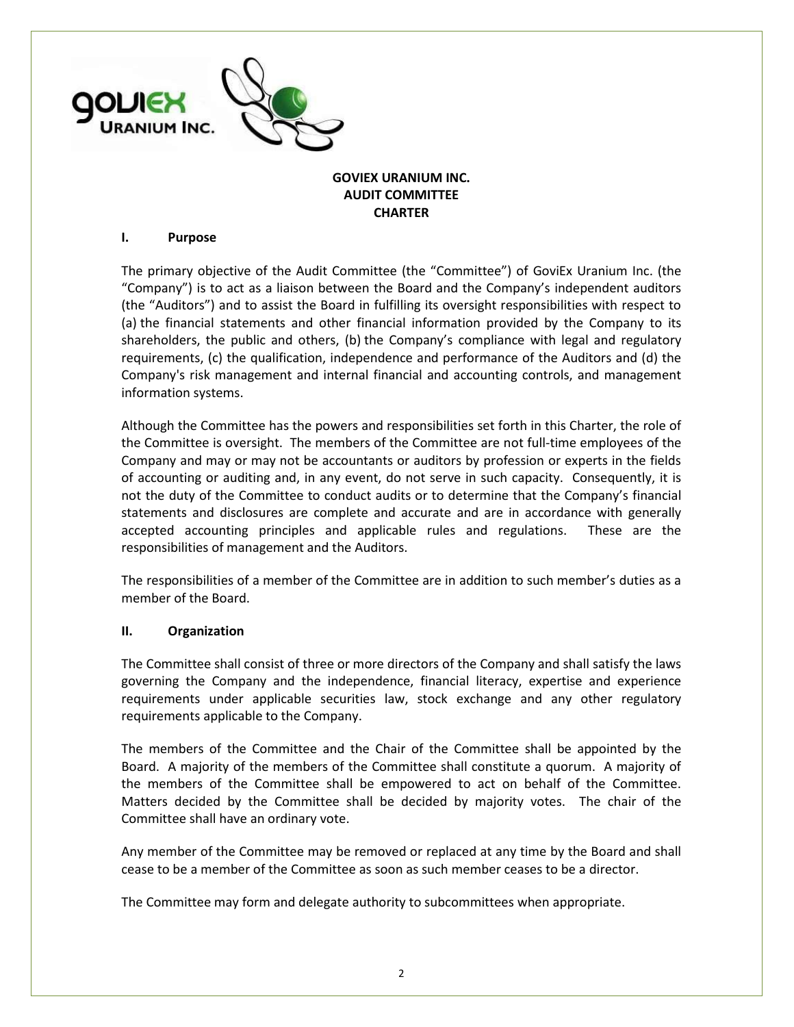# GOVIEX URANIUM INC.
# AUDIT COMMITTEE
# CHARTER

## I. Purpose

The primary objective of the Audit Committee (the "Committee") of GoviEx Uranium Inc. (the "Company") is to act as a liaison between the Board and the Company's independent auditors (the "Auditors") and to assist the Board in fulfilling its oversight responsibilities with respect to (a) the financial statements and other financial information provided by the Company to its shareholders, the public and others, (b) the Company's compliance with legal and regulatory requirements, (c) the qualification, independence and performance of the Auditors and (d) the Company's risk management and internal financial and accounting controls, and management information systems.

Although the Committee has the powers and responsibilities set forth in this Charter, the role of the Committee is oversight. The members of the Committee are not full-time employees of the Company and may or may not be accountants or auditors by profession or experts in the fields of accounting or auditing and, in any event, do not serve in such capacity. Consequently, it is not the duty of the Committee to conduct audits or to determine that the Company's financial statements and disclosures are complete and accurate and are in accordance with generally accepted accounting principles and applicable rules and regulations. These are the responsibilities of management and the Auditors.

The responsibilities of a member of the Committee are in addition to such member's duties as a member of the Board.

## II. Organization

The Committee shall consist of three or more directors of the Company and shall satisfy the laws governing the Company and the independence, financial literacy, expertise and experience requirements under applicable securities law, stock exchange and any other regulatory requirements applicable to the Company.

The members of the Committee and the Chair of the Committee shall be appointed by the Board. A majority of the members of the Committee shall constitute a quorum. A majority of the members of the Committee shall be empowered to act on behalf of the Committee. Matters decided by the Committee shall be decided by majority votes. The chair of the Committee shall have an ordinary vote.

Any member of the Committee may be removed or replaced at any time by the Board and shall cease to be a member of the Committee as soon as such member ceases to be a director.

The Committee may form and delegate authority to subcommittees when appropriate.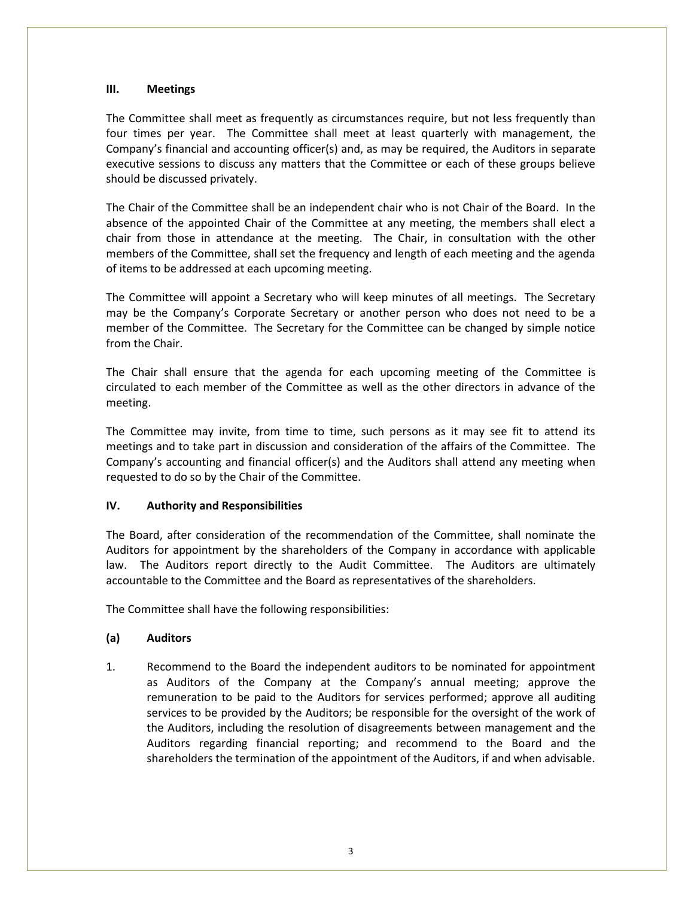## III. Meetings

The Committee shall meet as frequently as circumstances require, but not less frequently than four times per year. The Committee shall meet at least quarterly with management, the Company's financial and accounting officer(s) and, as may be required, the Auditors in separate executive sessions to discuss any matters that the Committee or each of these groups believe should be discussed privately.

The Chair of the Committee shall be an independent chair who is not Chair of the Board. In the absence of the appointed Chair of the Committee at any meeting, the members shall elect a chair from those in attendance at the meeting. The Chair, in consultation with the other members of the Committee, shall set the frequency and length of each meeting and the agenda of items to be addressed at each upcoming meeting.

The Committee will appoint a Secretary who will keep minutes of all meetings. The Secretary may be the Company's Corporate Secretary or another person who does not need to be a member of the Committee. The Secretary for the Committee can be changed by simple notice from the Chair.

The Chair shall ensure that the agenda for each upcoming meeting of the Committee is circulated to each member of the Committee as well as the other directors in advance of the meeting.

The Committee may invite, from time to time, such persons as it may see fit to attend its meetings and to take part in discussion and consideration of the affairs of the Committee. The Company's accounting and financial officer(s) and the Auditors shall attend any meeting when requested to do so by the Chair of the Committee.

## IV. Authority and Responsibilities

The Board, after consideration of the recommendation of the Committee, shall nominate the Auditors for appointment by the shareholders of the Company in accordance with applicable law. The Auditors report directly to the Audit Committee. The Auditors are ultimately accountable to the Committee and the Board as representatives of the shareholders.

The Committee shall have the following responsibilities:

### (a) Auditors

1. Recommend to the Board the independent auditors to be nominated for appointment as Auditors of the Company at the Company's annual meeting; approve the remuneration to be paid to the Auditors for services performed; approve all auditing services to be provided by the Auditors; be responsible for the oversight of the work of the Auditors, including the resolution of disagreements between management and the Auditors regarding financial reporting; and recommend to the Board and the shareholders the termination of the appointment of the Auditors, if and when advisable.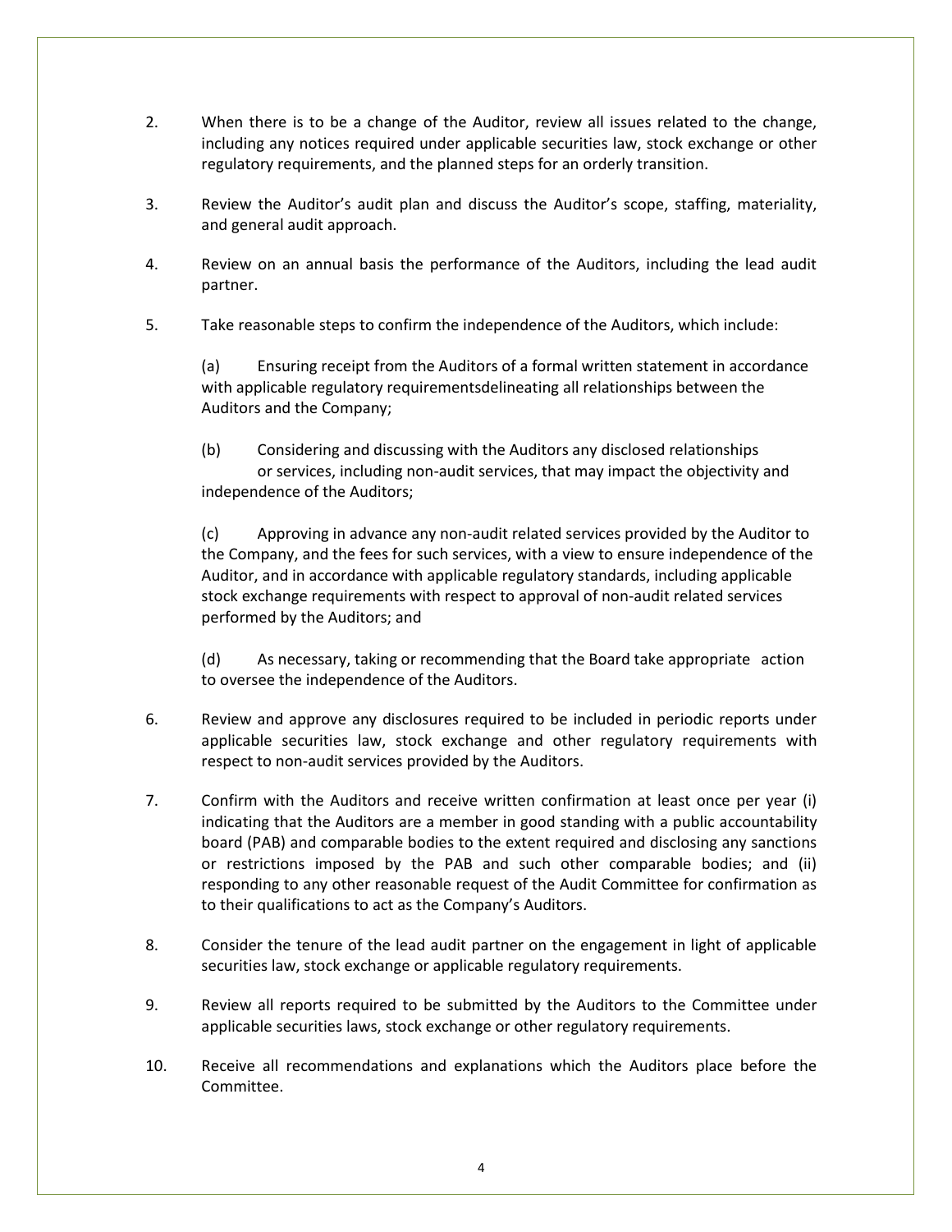2. When there is to be a change of the Auditor, review all issues related to the change, including any notices required under applicable securities law, stock exchange or other regulatory requirements, and the planned steps for an orderly transition.

3. Review the Auditor's audit plan and discuss the Auditor's scope, staffing, materiality, and general audit approach.

4. Review on an annual basis the performance of the Auditors, including the lead audit partner.

5. Take reasonable steps to confirm the independence of the Auditors, which include:

   (a) Ensuring receipt from the Auditors of a formal written statement in accordance with applicable regulatory requirementsdelineating all relationships between the Auditors and the Company;

   (b) Considering and discussing with the Auditors any disclosed relationships or services, including non-audit services, that may impact the objectivity and independence of the Auditors;

   (c) Approving in advance any non-audit related services provided by the Auditor to the Company, and the fees for such services, with a view to ensure independence of the Auditor, and in accordance with applicable regulatory standards, including applicable stock exchange requirements with respect to approval of non-audit related services performed by the Auditors; and

   (d) As necessary, taking or recommending that the Board take appropriate action to oversee the independence of the Auditors.

6. Review and approve any disclosures required to be included in periodic reports under applicable securities law, stock exchange and other regulatory requirements with respect to non-audit services provided by the Auditors.

7. Confirm with the Auditors and receive written confirmation at least once per year (i) indicating that the Auditors are a member in good standing with a public accountability board (PAB) and comparable bodies to the extent required and disclosing any sanctions or restrictions imposed by the PAB and such other comparable bodies; and (ii) responding to any other reasonable request of the Audit Committee for confirmation as to their qualifications to act as the Company's Auditors.

8. Consider the tenure of the lead audit partner on the engagement in light of applicable securities law, stock exchange or applicable regulatory requirements.

9. Review all reports required to be submitted by the Auditors to the Committee under applicable securities laws, stock exchange or other regulatory requirements.

10. Receive all recommendations and explanations which the Auditors place before the Committee.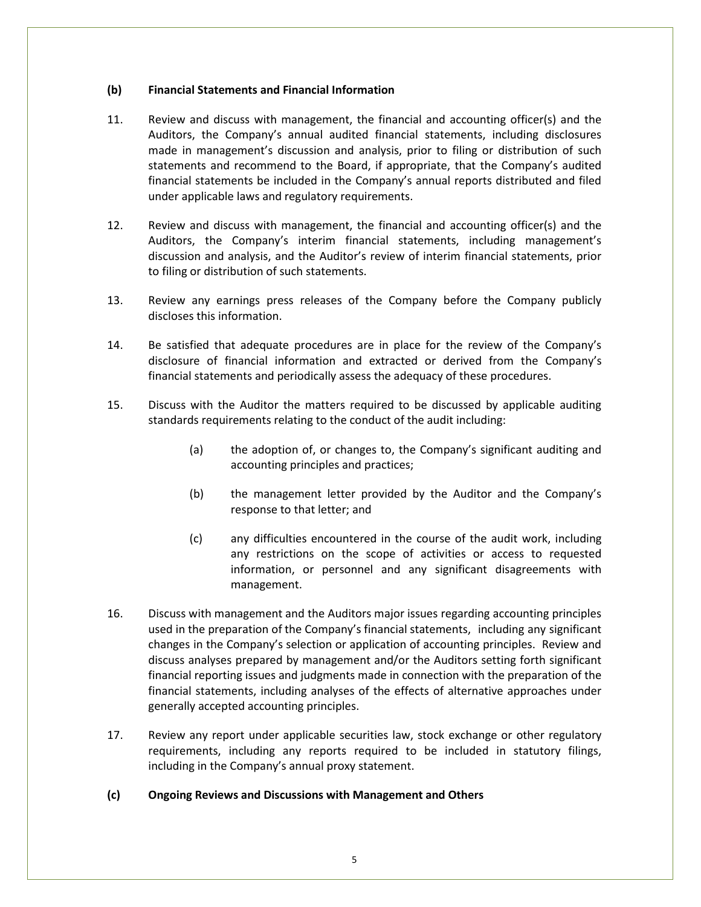### (b) Financial Statements and Financial Information

11. Review and discuss with management, the financial and accounting officer(s) and the Auditors, the Company's annual audited financial statements, including disclosures made in management's discussion and analysis, prior to filing or distribution of such statements and recommend to the Board, if appropriate, that the Company's audited financial statements be included in the Company's annual reports distributed and filed under applicable laws and regulatory requirements.

12. Review and discuss with management, the financial and accounting officer(s) and the Auditors, the Company's interim financial statements, including management's discussion and analysis, and the Auditor's review of interim financial statements, prior to filing or distribution of such statements.

13. Review any earnings press releases of the Company before the Company publicly discloses this information.

14. Be satisfied that adequate procedures are in place for the review of the Company's disclosure of financial information and extracted or derived from the Company's financial statements and periodically assess the adequacy of these procedures.

15. Discuss with the Auditor the matters required to be discussed by applicable auditing standards requirements relating to the conduct of the audit including:

    (a) the adoption of, or changes to, the Company's significant auditing and accounting principles and practices;

    (b) the management letter provided by the Auditor and the Company's response to that letter; and

    (c) any difficulties encountered in the course of the audit work, including any restrictions on the scope of activities or access to requested information, or personnel and any significant disagreements with management.

16. Discuss with management and the Auditors major issues regarding accounting principles used in the preparation of the Company's financial statements, including any significant changes in the Company's selection or application of accounting principles. Review and discuss analyses prepared by management and/or the Auditors setting forth significant financial reporting issues and judgments made in connection with the preparation of the financial statements, including analyses of the effects of alternative approaches under generally accepted accounting principles.

17. Review any report under applicable securities law, stock exchange or other regulatory requirements, including any reports required to be included in statutory filings, including in the Company's annual proxy statement.

### (c) Ongoing Reviews and Discussions with Management and Others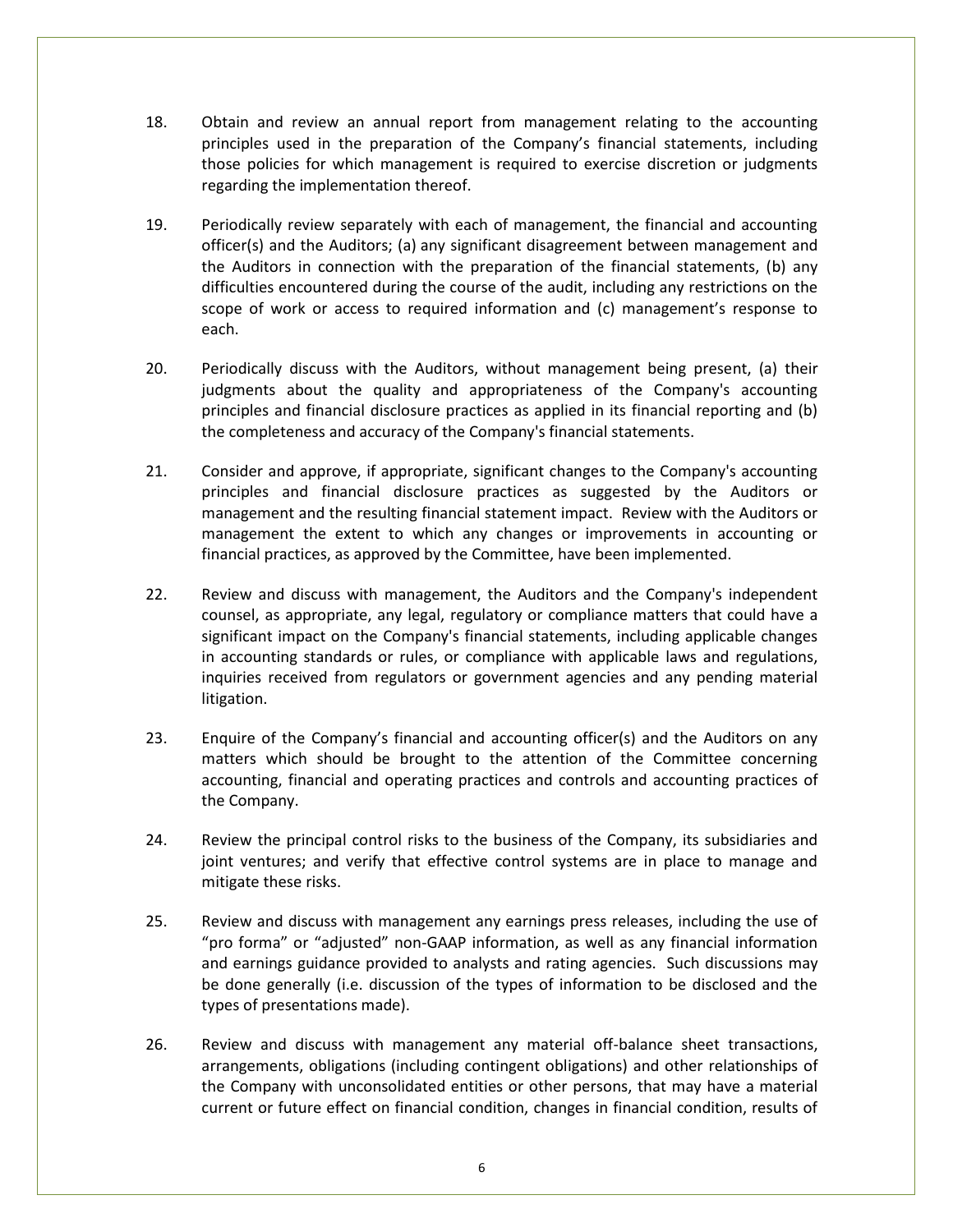18. Obtain and review an annual report from management relating to the accounting principles used in the preparation of the Company's financial statements, including those policies for which management is required to exercise discretion or judgments regarding the implementation thereof.

19. Periodically review separately with each of management, the financial and accounting officer(s) and the Auditors; (a) any significant disagreement between management and the Auditors in connection with the preparation of the financial statements, (b) any difficulties encountered during the course of the audit, including any restrictions on the scope of work or access to required information and (c) management's response to each.

20. Periodically discuss with the Auditors, without management being present, (a) their judgments about the quality and appropriateness of the Company's accounting principles and financial disclosure practices as applied in its financial reporting and (b) the completeness and accuracy of the Company's financial statements.

21. Consider and approve, if appropriate, significant changes to the Company's accounting principles and financial disclosure practices as suggested by the Auditors or management and the resulting financial statement impact. Review with the Auditors or management the extent to which any changes or improvements in accounting or financial practices, as approved by the Committee, have been implemented.

22. Review and discuss with management, the Auditors and the Company's independent counsel, as appropriate, any legal, regulatory or compliance matters that could have a significant impact on the Company's financial statements, including applicable changes in accounting standards or rules, or compliance with applicable laws and regulations, inquiries received from regulators or government agencies and any pending material litigation.

23. Enquire of the Company's financial and accounting officer(s) and the Auditors on any matters which should be brought to the attention of the Committee concerning accounting, financial and operating practices and controls and accounting practices of the Company.

24. Review the principal control risks to the business of the Company, its subsidiaries and joint ventures; and verify that effective control systems are in place to manage and mitigate these risks.

25. Review and discuss with management any earnings press releases, including the use of "pro forma" or "adjusted" non-GAAP information, as well as any financial information and earnings guidance provided to analysts and rating agencies. Such discussions may be done generally (i.e. discussion of the types of information to be disclosed and the types of presentations made).

26. Review and discuss with management any material off-balance sheet transactions, arrangements, obligations (including contingent obligations) and other relationships of the Company with unconsolidated entities or other persons, that may have a material current or future effect on financial condition, changes in financial condition, results of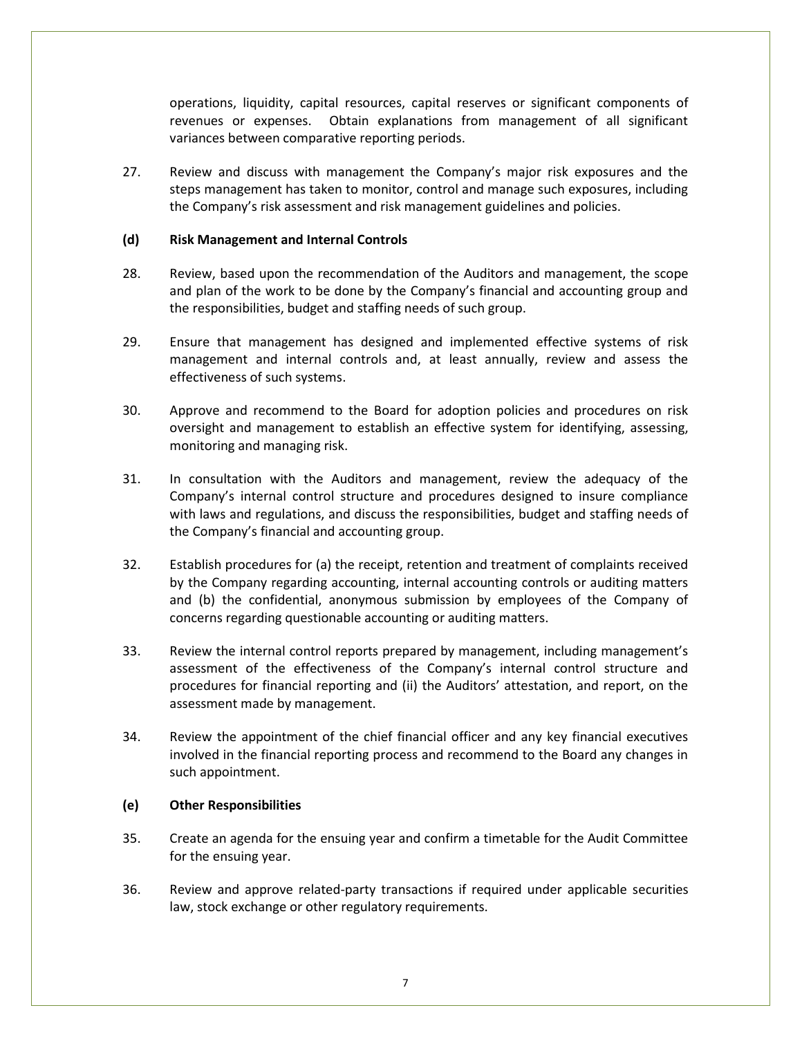operations, liquidity, capital resources, capital reserves or significant components of revenues or expenses. Obtain explanations from management of all significant variances between comparative reporting periods.

27. Review and discuss with management the Company's major risk exposures and the steps management has taken to monitor, control and manage such exposures, including the Company's risk assessment and risk management guidelines and policies.

**(d) Risk Management and Internal Controls**

28. Review, based upon the recommendation of the Auditors and management, the scope and plan of the work to be done by the Company's financial and accounting group and the responsibilities, budget and staffing needs of such group.

29. Ensure that management has designed and implemented effective systems of risk management and internal controls and, at least annually, review and assess the effectiveness of such systems.

30. Approve and recommend to the Board for adoption policies and procedures on risk oversight and management to establish an effective system for identifying, assessing, monitoring and managing risk.

31. In consultation with the Auditors and management, review the adequacy of the Company's internal control structure and procedures designed to insure compliance with laws and regulations, and discuss the responsibilities, budget and staffing needs of the Company's financial and accounting group.

32. Establish procedures for (a) the receipt, retention and treatment of complaints received by the Company regarding accounting, internal accounting controls or auditing matters and (b) the confidential, anonymous submission by employees of the Company of concerns regarding questionable accounting or auditing matters.

33. Review the internal control reports prepared by management, including management's assessment of the effectiveness of the Company's internal control structure and procedures for financial reporting and (ii) the Auditors' attestation, and report, on the assessment made by management.

34. Review the appointment of the chief financial officer and any key financial executives involved in the financial reporting process and recommend to the Board any changes in such appointment.

**(e) Other Responsibilities**

35. Create an agenda for the ensuing year and confirm a timetable for the Audit Committee for the ensuing year.

36. Review and approve related-party transactions if required under applicable securities law, stock exchange or other regulatory requirements.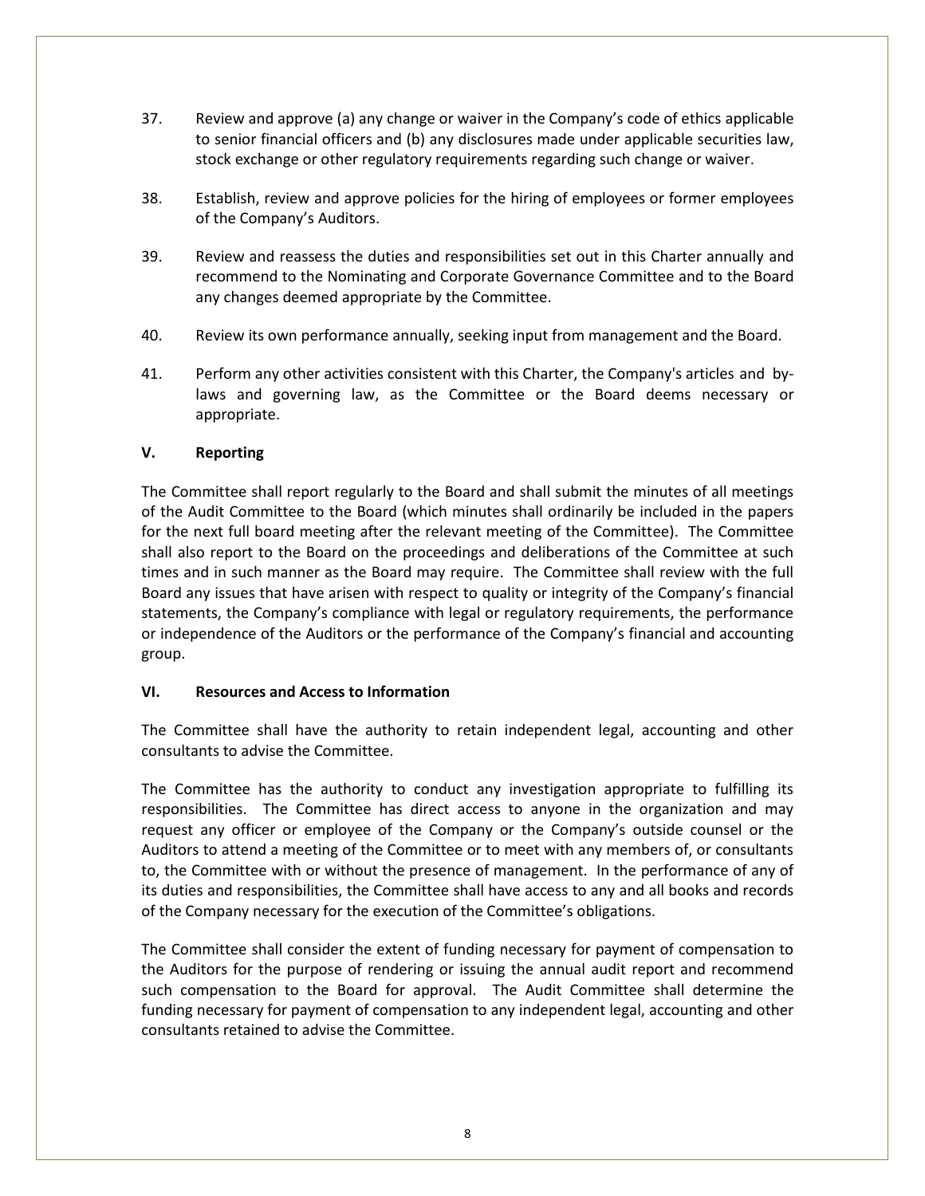37. Review and approve (a) any change or waiver in the Company's code of ethics applicable to senior financial officers and (b) any disclosures made under applicable securities law, stock exchange or other regulatory requirements regarding such change or waiver.

38. Establish, review and approve policies for the hiring of employees or former employees of the Company's Auditors.

39. Review and reassess the duties and responsibilities set out in this Charter annually and recommend to the Nominating and Corporate Governance Committee and to the Board any changes deemed appropriate by the Committee.

40. Review its own performance annually, seeking input from management and the Board.

41. Perform any other activities consistent with this Charter, the Company's articles and by-laws and governing law, as the Committee or the Board deems necessary or appropriate.

## V. Reporting

The Committee shall report regularly to the Board and shall submit the minutes of all meetings of the Audit Committee to the Board (which minutes shall ordinarily be included in the papers for the next full board meeting after the relevant meeting of the Committee). The Committee shall also report to the Board on the proceedings and deliberations of the Committee at such times and in such manner as the Board may require. The Committee shall review with the full Board any issues that have arisen with respect to quality or integrity of the Company's financial statements, the Company's compliance with legal or regulatory requirements, the performance or independence of the Auditors or the performance of the Company's financial and accounting group.

## VI. Resources and Access to Information

The Committee shall have the authority to retain independent legal, accounting and other consultants to advise the Committee.

The Committee has the authority to conduct any investigation appropriate to fulfilling its responsibilities. The Committee has direct access to anyone in the organization and may request any officer or employee of the Company or the Company's outside counsel or the Auditors to attend a meeting of the Committee or to meet with any members of, or consultants to, the Committee with or without the presence of management. In the performance of any of its duties and responsibilities, the Committee shall have access to any and all books and records of the Company necessary for the execution of the Committee's obligations.

The Committee shall consider the extent of funding necessary for payment of compensation to the Auditors for the purpose of rendering or issuing the annual audit report and recommend such compensation to the Board for approval. The Audit Committee shall determine the funding necessary for payment of compensation to any independent legal, accounting and other consultants retained to advise the Committee.